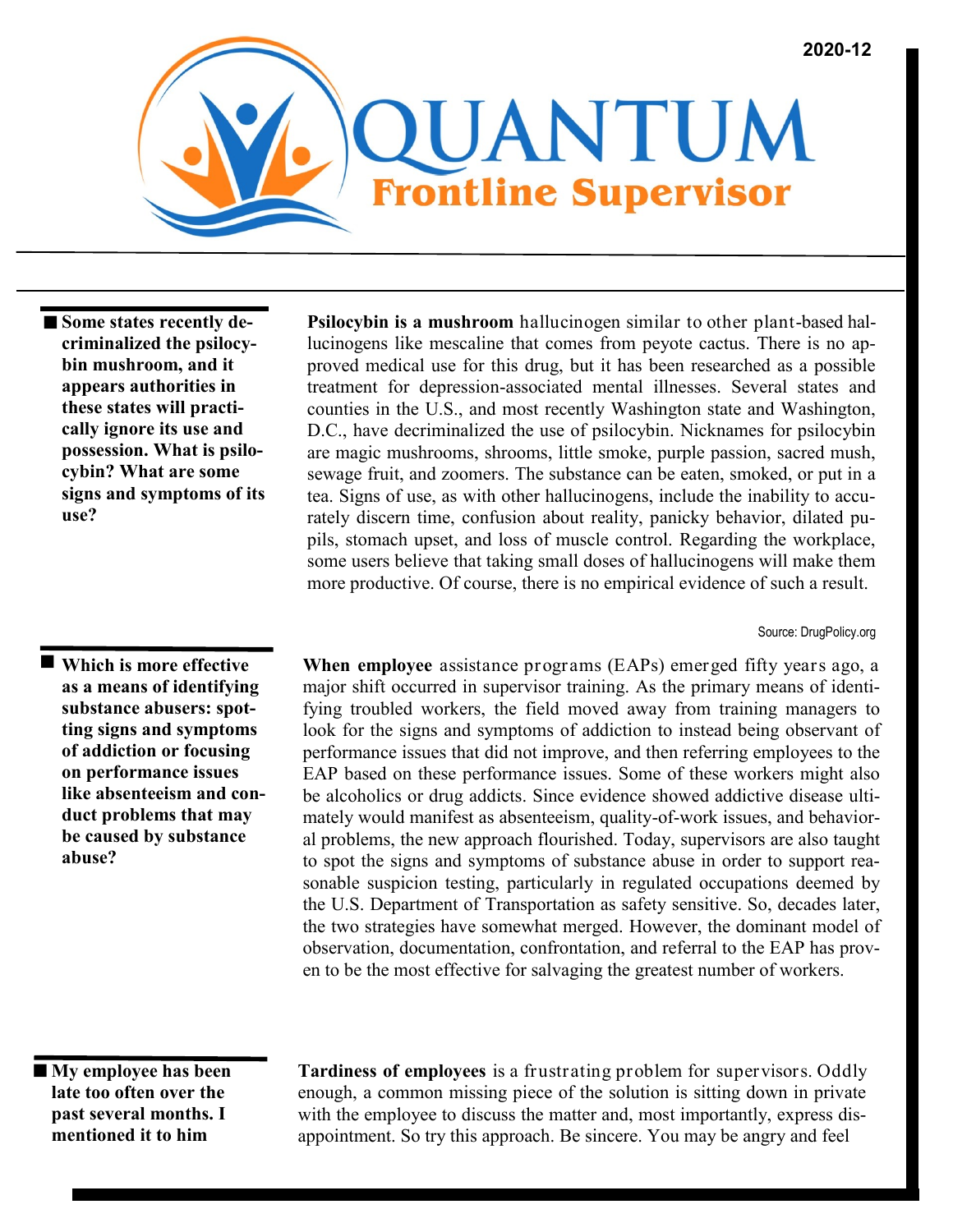2020-12

# QUANTUM Frontline Supervisor

**Some states recently decriminalized the psilocybin mushroom, and it appears authorities in these states will practically ignore its use and possession. What is psilocybin? What are some signs and symptoms of its use?**

**Psilocybin is a mushroom** hallucinogen similar to other plant-based hallucinogens like mescaline that comes from peyote cactus. There is no approved medical use for this drug, but it has been researched as a possible treatment for depression-associated mental illnesses. Several states and counties in the U.S., and most recently Washington state and Washington, D.C., have decriminalized the use of psilocybin. Nicknames for psilocybin are magic mushrooms, shrooms, little smoke, purple passion, sacred mush, sewage fruit, and zoomers. The substance can be eaten, smoked, or put in a tea. Signs of use, as with other hallucinogens, include the inability to accurately discern time, confusion about reality, panicky behavior, dilated pupils, stomach upset, and loss of muscle control. Regarding the workplace, some users believe that taking small doses of hallucinogens will make them more productive. Of course, there is no empirical evidence of such a result.

Source: DrugPolicy.org

**Which is more effective as a means of identifying substance abusers: spotting signs and symptoms of addiction or focusing on performance issues like absenteeism and conduct problems that may be caused by substance abuse?**

**When employee** assistance programs (EAPs) emerged fifty years ago, a major shift occurred in supervisor training. As the primary means of identifying troubled workers, the field moved away from training managers to look for the signs and symptoms of addiction to instead being observant of performance issues that did not improve, and then referring employees to the EAP based on these performance issues. Some of these workers might also be alcoholics or drug addicts. Since evidence showed addictive disease ultimately would manifest as absenteeism, quality-of-work issues, and behavioral problems, the new approach flourished. Today, supervisors are also taught to spot the signs and symptoms of substance abuse in order to support reasonable suspicion testing, particularly in regulated occupations deemed by the U.S. Department of Transportation as safety sensitive. So, decades later, the two strategies have somewhat merged. However, the dominant model of observation, documentation, confrontation, and referral to the EAP has proven to be the most effective for salvaging the greatest number of workers.

**My employee has been late too often over the past several months. I mentioned it to him**

**Tardiness of employees** is a frustrating problem for supervisors. Oddly enough, a common missing piece of the solution is sitting down in private with the employee to discuss the matter and, most importantly, express disappointment. So try this approach. Be sincere. You may be angry and feel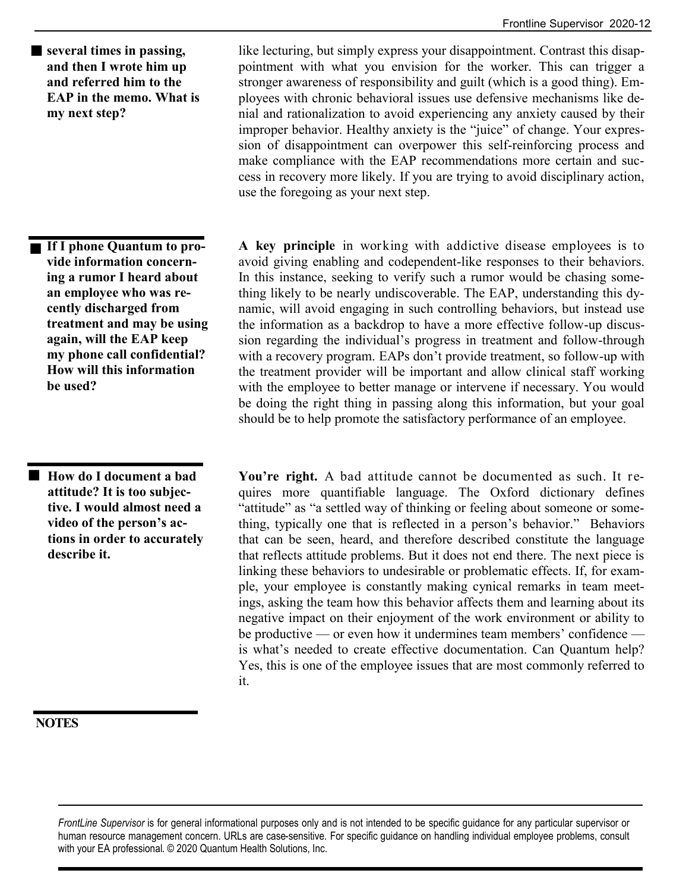**several times in passing, and then I wrote him up and referred him to the EAP in the memo. What is my next step?**

like lecturing, but simply express your disappointment. Contrast this disappointment with what you envision for the worker. This can trigger a stronger awareness of responsibility and guilt (which is a good thing). Employees with chronic behavioral issues use defensive mechanisms like denial and rationalization to avoid experiencing any anxiety caused by their improper behavior. Healthy anxiety is the "juice" of change. Your expression of disappointment can overpower this self-reinforcing process and make compliance with the EAP recommendations more certain and success in recovery more likely. If you are trying to avoid disciplinary action, use the foregoing as your next step.

**If I phone Quantum to provide information concerning a rumor I heard about an employee who was recently discharged from treatment and may be using again, will the EAP keep my phone call confidential? How will this information be used?**

**A key principle** in working with addictive disease employees is to avoid giving enabling and codependent-like responses to their behaviors. In this instance, seeking to verify such a rumor would be chasing something likely to be nearly undiscoverable. The EAP, understanding this dynamic, will avoid engaging in such controlling behaviors, but instead use the information as a backdrop to have a more effective follow-up discussion regarding the individual's progress in treatment and follow-through with a recovery program. EAPs don't provide treatment, so follow-up with the treatment provider will be important and allow clinical staff working with the employee to better manage or intervene if necessary. You would be doing the right thing in passing along this information, but your goal should be to help promote the satisfactory performance of an employee.

**How do I document a bad attitude? It is too subjective. I would almost need a video of the person's actions in order to accurately describe it.**

**You're right.** A bad attitude cannot be documented as such. It requires more quantifiable language. The Oxford dictionary defines "attitude" as "a settled way of thinking or feeling about someone or something, typically one that is reflected in a person's behavior." Behaviors that can be seen, heard, and therefore described constitute the language that reflects attitude problems. But it does not end there. The next piece is linking these behaviors to undesirable or problematic effects. If, for example, your employee is constantly making cynical remarks in team meetings, asking the team how this behavior affects them and learning about its negative impact on their enjoyment of the work environment or ability to be productive — or even how it undermines team members' confidence — is what's needed to create effective documentation. Can Quantum help? Yes, this is one of the employee issues that are most commonly referred to it.

**NOTES**

*FrontLine Supervisor* is for general informational purposes only and is not intended to be specific guidance for any particular supervisor or human resource management concern. URLs are case-sensitive. For specific guidance on handling individual employee problems, consult with your EA professional. © 2020 Quantum Health Solutions, Inc.